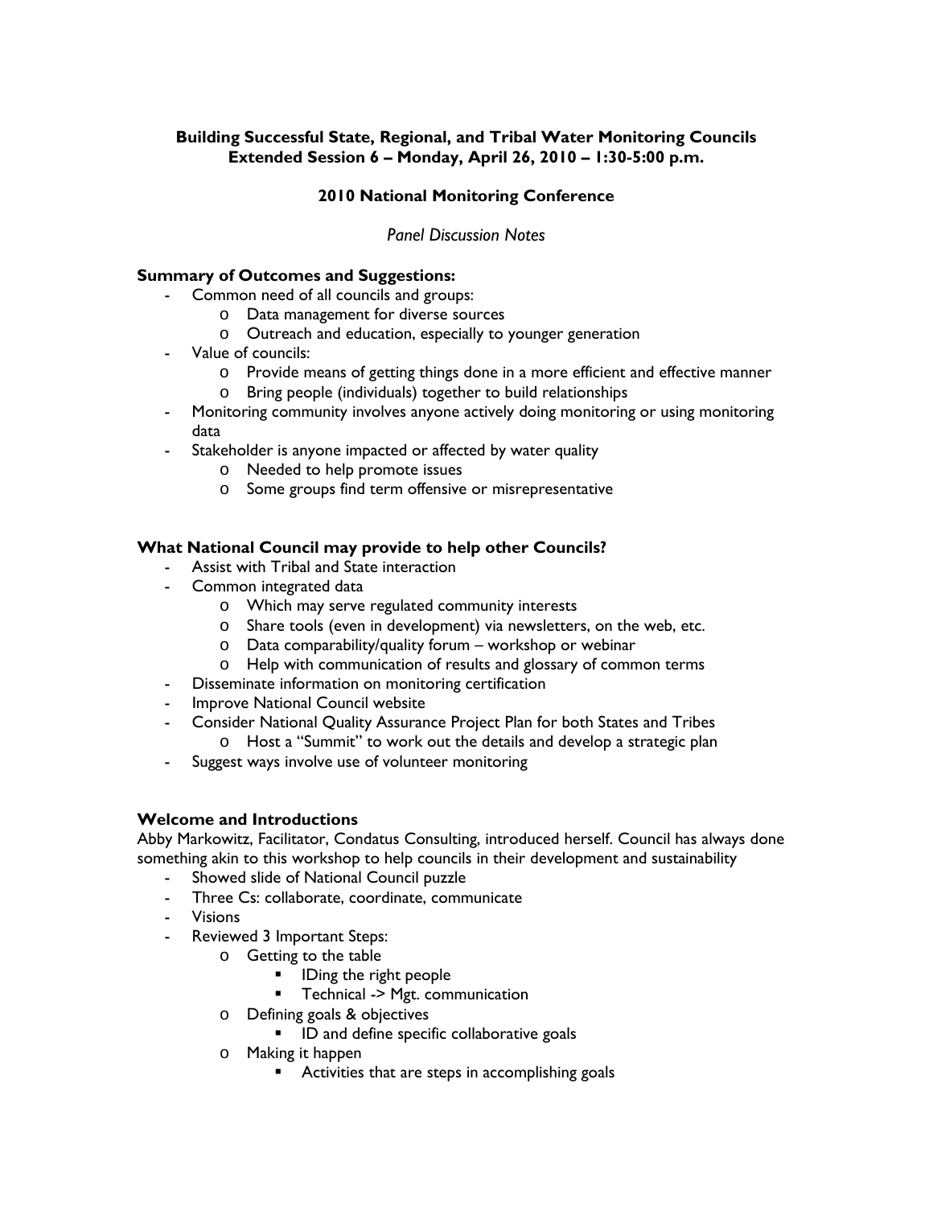**Building Successful State, Regional, and Tribal Water Monitoring Councils**
**Extended Session 6 – Monday, April 26, 2010 – 1:30-5:00 p.m.**

**2010 National Monitoring Conference**

*Panel Discussion Notes*

### Summary of Outcomes and Suggestions:

- Common need of all councils and groups:
  - Data management for diverse sources
  - Outreach and education, especially to younger generation
- Value of councils:
  - Provide means of getting things done in a more efficient and effective manner
  - Bring people (individuals) together to build relationships
- Monitoring community involves anyone actively doing monitoring or using monitoring data
- Stakeholder is anyone impacted or affected by water quality
  - Needed to help promote issues
  - Some groups find term offensive or misrepresentative

### What National Council may provide to help other Councils?

- Assist with Tribal and State interaction
- Common integrated data
  - Which may serve regulated community interests
  - Share tools (even in development) via newsletters, on the web, etc.
  - Data comparability/quality forum – workshop or webinar
  - Help with communication of results and glossary of common terms
- Disseminate information on monitoring certification
- Improve National Council website
- Consider National Quality Assurance Project Plan for both States and Tribes
  - Host a "Summit" to work out the details and develop a strategic plan
- Suggest ways involve use of volunteer monitoring

### Welcome and Introductions

Abby Markowitz, Facilitator, Condatus Consulting, introduced herself. Council has always done something akin to this workshop to help councils in their development and sustainability

- Showed slide of National Council puzzle
- Three Cs: collaborate, coordinate, communicate
- Visions
- Reviewed 3 Important Steps:
  - Getting to the table
    - IDing the right people
    - Technical -> Mgt. communication
  - Defining goals & objectives
    - ID and define specific collaborative goals
  - Making it happen
    - Activities that are steps in accomplishing goals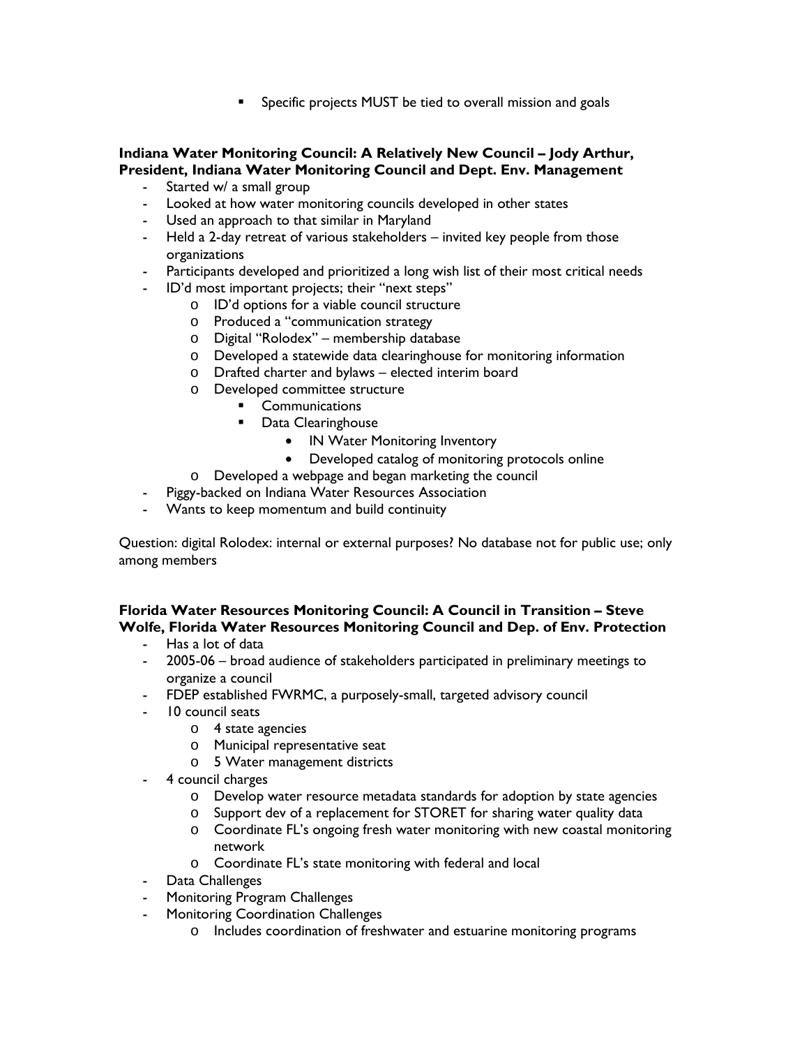- Specific projects MUST be tied to overall mission and goals

**Indiana Water Monitoring Council: A Relatively New Council – Jody Arthur, President, Indiana Water Monitoring Council and Dept. Env. Management**

- Started w/ a small group
- Looked at how water monitoring councils developed in other states
- Used an approach to that similar in Maryland
- Held a 2-day retreat of various stakeholders – invited key people from those organizations
- Participants developed and prioritized a long wish list of their most critical needs
- ID'd most important projects; their "next steps"
    - ID'd options for a viable council structure
    - Produced a "communication strategy
    - Digital "Rolodex" – membership database
    - Developed a statewide data clearinghouse for monitoring information
    - Drafted charter and bylaws – elected interim board
    - Developed committee structure
        - Communications
        - Data Clearinghouse
            - IN Water Monitoring Inventory
            - Developed catalog of monitoring protocols online
    - Developed a webpage and began marketing the council
- Piggy-backed on Indiana Water Resources Association
- Wants to keep momentum and build continuity

Question: digital Rolodex: internal or external purposes? No database not for public use; only among members

**Florida Water Resources Monitoring Council: A Council in Transition – Steve Wolfe, Florida Water Resources Monitoring Council and Dep. of Env. Protection**

- Has a lot of data
- 2005-06 – broad audience of stakeholders participated in preliminary meetings to organize a council
- FDEP established FWRMC, a purposely-small, targeted advisory council
- 10 council seats
    - 4 state agencies
    - Municipal representative seat
    - 5 Water management districts
- 4 council charges
    - Develop water resource metadata standards for adoption by state agencies
    - Support dev of a replacement for STORET for sharing water quality data
    - Coordinate FL's ongoing fresh water monitoring with new coastal monitoring network
    - Coordinate FL's state monitoring with federal and local
- Data Challenges
- Monitoring Program Challenges
- Monitoring Coordination Challenges
    - Includes coordination of freshwater and estuarine monitoring programs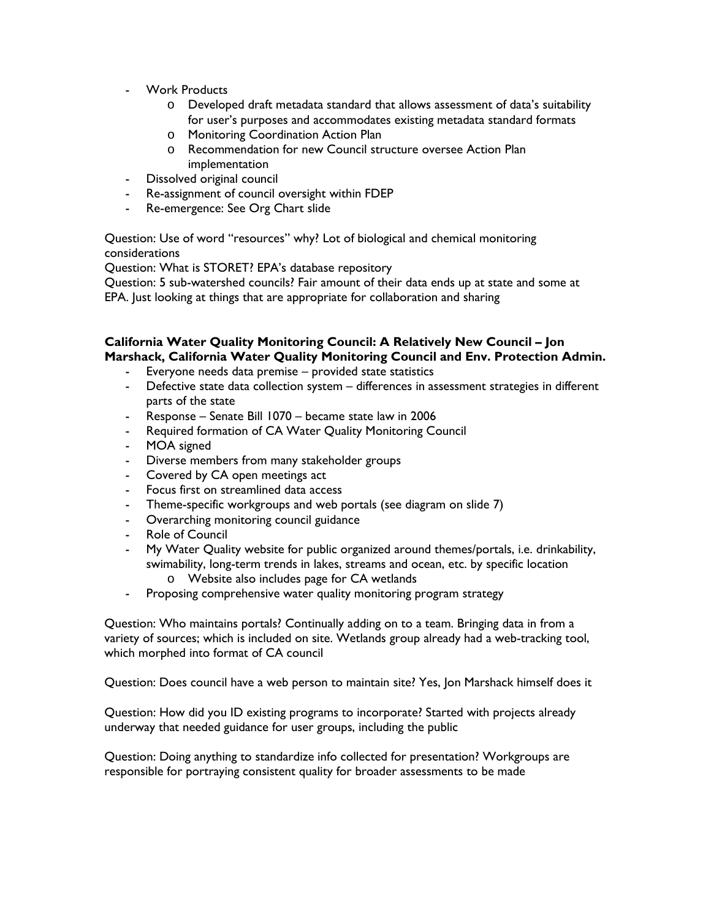- Work Products
    - Developed draft metadata standard that allows assessment of data's suitability for user's purposes and accommodates existing metadata standard formats
    - Monitoring Coordination Action Plan
    - Recommendation for new Council structure oversee Action Plan implementation
- Dissolved original council
- Re-assignment of council oversight within FDEP
- Re-emergence: See Org Chart slide

Question: Use of word "resources" why? Lot of biological and chemical monitoring considerations

Question: What is STORET? EPA's database repository

Question: 5 sub-watershed councils? Fair amount of their data ends up at state and some at EPA. Just looking at things that are appropriate for collaboration and sharing

**California Water Quality Monitoring Council: A Relatively New Council – Jon Marshack, California Water Quality Monitoring Council and Env. Protection Admin.**

- Everyone needs data premise – provided state statistics
- Defective state data collection system – differences in assessment strategies in different parts of the state
- Response – Senate Bill 1070 – became state law in 2006
- Required formation of CA Water Quality Monitoring Council
- MOA signed
- Diverse members from many stakeholder groups
- Covered by CA open meetings act
- Focus first on streamlined data access
- Theme-specific workgroups and web portals (see diagram on slide 7)
- Overarching monitoring council guidance
- Role of Council
- My Water Quality website for public organized around themes/portals, i.e. drinkability, swimability, long-term trends in lakes, streams and ocean, etc. by specific location
    - Website also includes page for CA wetlands
- Proposing comprehensive water quality monitoring program strategy

Question: Who maintains portals? Continually adding on to a team. Bringing data in from a variety of sources; which is included on site. Wetlands group already had a web-tracking tool, which morphed into format of CA council

Question: Does council have a web person to maintain site? Yes, Jon Marshack himself does it

Question: How did you ID existing programs to incorporate? Started with projects already underway that needed guidance for user groups, including the public

Question: Doing anything to standardize info collected for presentation? Workgroups are responsible for portraying consistent quality for broader assessments to be made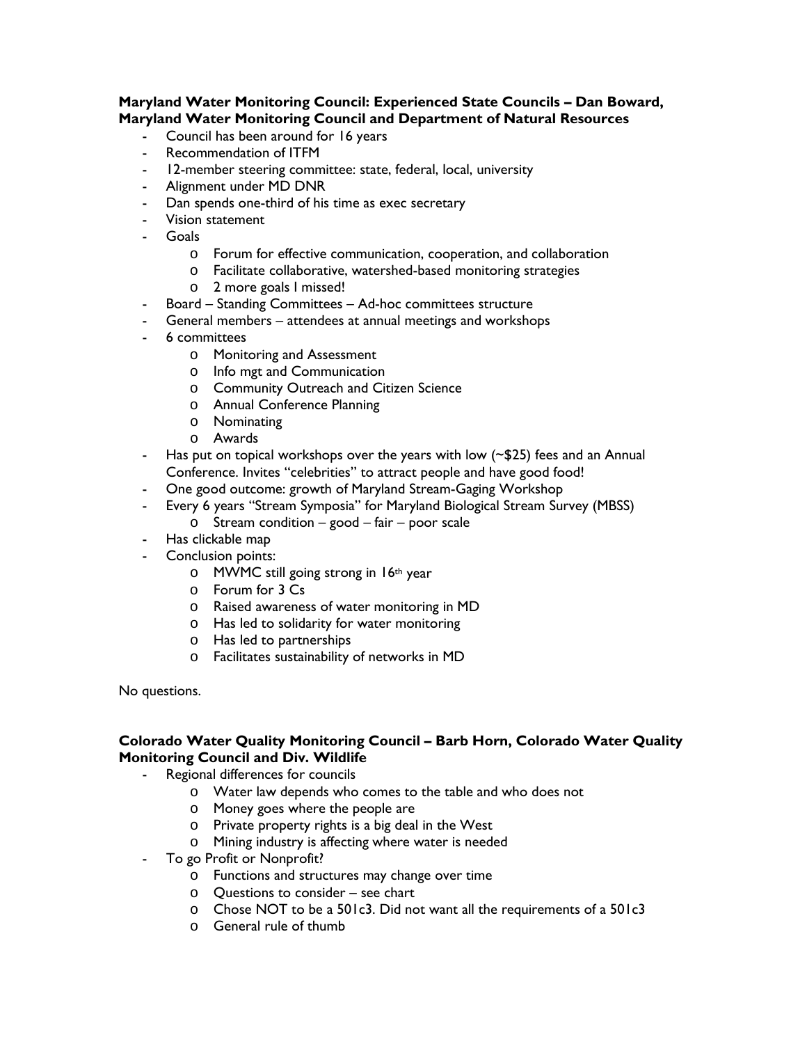**Maryland Water Monitoring Council: Experienced State Councils – Dan Boward, Maryland Water Monitoring Council and Department of Natural Resources**

- Council has been around for 16 years
- Recommendation of ITFM
- 12-member steering committee: state, federal, local, university
- Alignment under MD DNR
- Dan spends one-third of his time as exec secretary
- Vision statement
- Goals
  - Forum for effective communication, cooperation, and collaboration
  - Facilitate collaborative, watershed-based monitoring strategies
  - 2 more goals I missed!
- Board – Standing Committees – Ad-hoc committees structure
- General members – attendees at annual meetings and workshops
- 6 committees
  - Monitoring and Assessment
  - Info mgt and Communication
  - Community Outreach and Citizen Science
  - Annual Conference Planning
  - Nominating
  - Awards
- Has put on topical workshops over the years with low (~$25) fees and an Annual Conference. Invites "celebrities" to attract people and have good food!
- One good outcome: growth of Maryland Stream-Gaging Workshop
- Every 6 years "Stream Symposia" for Maryland Biological Stream Survey (MBSS)
  - Stream condition – good – fair – poor scale
- Has clickable map
- Conclusion points:
  - MWMC still going strong in 16th year
  - Forum for 3 Cs
  - Raised awareness of water monitoring in MD
  - Has led to solidarity for water monitoring
  - Has led to partnerships
  - Facilitates sustainability of networks in MD

No questions.

**Colorado Water Quality Monitoring Council – Barb Horn, Colorado Water Quality Monitoring Council and Div. Wildlife**

- Regional differences for councils
  - Water law depends who comes to the table and who does not
  - Money goes where the people are
  - Private property rights is a big deal in the West
  - Mining industry is affecting where water is needed
- To go Profit or Nonprofit?
  - Functions and structures may change over time
  - Questions to consider – see chart
  - Chose NOT to be a 501c3. Did not want all the requirements of a 501c3
  - General rule of thumb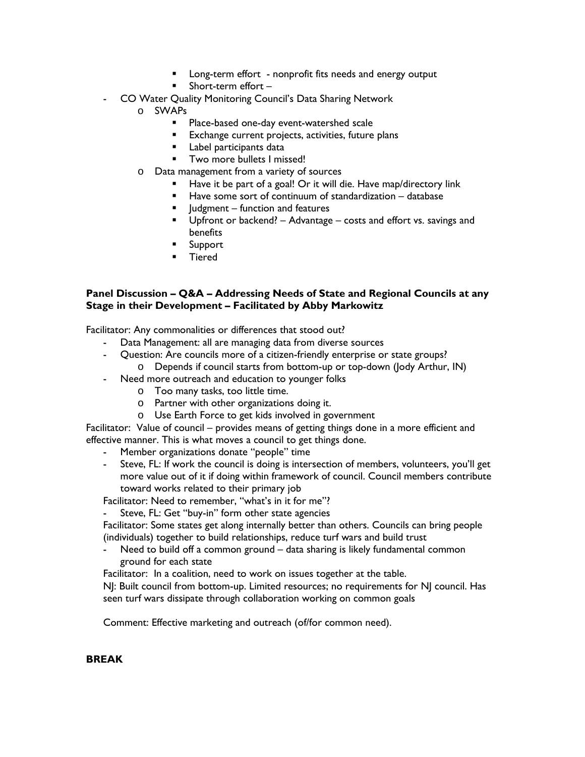- Long-term effort - nonprofit fits needs and energy output
        - Short-term effort –
- CO Water Quality Monitoring Council's Data Sharing Network
    - SWAPs
        - Place-based one-day event-watershed scale
        - Exchange current projects, activities, future plans
        - Label participants data
        - Two more bullets I missed!
    - Data management from a variety of sources
        - Have it be part of a goal! Or it will die. Have map/directory link
        - Have some sort of continuum of standardization – database
        - Judgment – function and features
        - Upfront or backend? – Advantage – costs and effort vs. savings and benefits
        - Support
        - Tiered

**Panel Discussion – Q&A – Addressing Needs of State and Regional Councils at any Stage in their Development – Facilitated by Abby Markowitz**

Facilitator: Any commonalities or differences that stood out?

- Data Management: all are managing data from diverse sources
- Question: Are councils more of a citizen-friendly enterprise or state groups?
    - Depends if council starts from bottom-up or top-down (Jody Arthur, IN)
- Need more outreach and education to younger folks
    - Too many tasks, too little time.
    - Partner with other organizations doing it.
    - Use Earth Force to get kids involved in government

Facilitator: Value of council – provides means of getting things done in a more efficient and effective manner. This is what moves a council to get things done.

- Member organizations donate "people" time
- Steve, FL: If work the council is doing is intersection of members, volunteers, you'll get more value out of it if doing within framework of council. Council members contribute toward works related to their primary job

Facilitator: Need to remember, "what's in it for me"?

- Steve, FL: Get "buy-in" form other state agencies

Facilitator: Some states get along internally better than others. Councils can bring people (individuals) together to build relationships, reduce turf wars and build trust

- Need to build off a common ground – data sharing is likely fundamental common ground for each state

Facilitator: In a coalition, need to work on issues together at the table.

NJ: Built council from bottom-up. Limited resources; no requirements for NJ council. Has seen turf wars dissipate through collaboration working on common goals

Comment: Effective marketing and outreach (of/for common need).

**BREAK**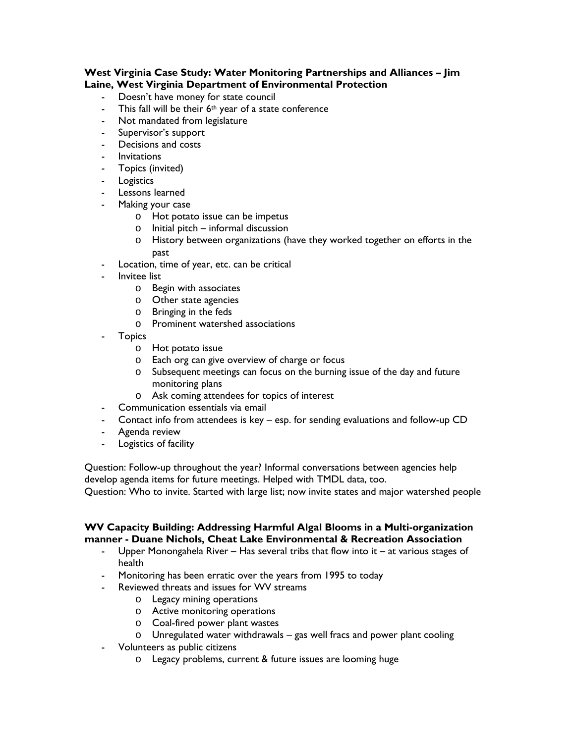**West Virginia Case Study: Water Monitoring Partnerships and Alliances – Jim Laine, West Virginia Department of Environmental Protection**

- Doesn't have money for state council
- This fall will be their 6th year of a state conference
- Not mandated from legislature
- Supervisor's support
- Decisions and costs
- Invitations
- Topics (invited)
- Logistics
- Lessons learned
- Making your case
  - Hot potato issue can be impetus
  - Initial pitch – informal discussion
  - History between organizations (have they worked together on efforts in the past
- Location, time of year, etc. can be critical
- Invitee list
  - Begin with associates
  - Other state agencies
  - Bringing in the feds
  - Prominent watershed associations
- Topics
  - Hot potato issue
  - Each org can give overview of charge or focus
  - Subsequent meetings can focus on the burning issue of the day and future monitoring plans
  - Ask coming attendees for topics of interest
- Communication essentials via email
- Contact info from attendees is key – esp. for sending evaluations and follow-up CD
- Agenda review
- Logistics of facility

Question: Follow-up throughout the year? Informal conversations between agencies help develop agenda items for future meetings. Helped with TMDL data, too.
Question: Who to invite. Started with large list; now invite states and major watershed people

**WV Capacity Building: Addressing Harmful Algal Blooms in a Multi-organization manner - Duane Nichols, Cheat Lake Environmental & Recreation Association**

- Upper Monongahela River – Has several tribs that flow into it – at various stages of health
- Monitoring has been erratic over the years from 1995 to today
- Reviewed threats and issues for WV streams
  - Legacy mining operations
  - Active monitoring operations
  - Coal-fired power plant wastes
  - Unregulated water withdrawals – gas well fracs and power plant cooling
- Volunteers as public citizens
  - Legacy problems, current & future issues are looming huge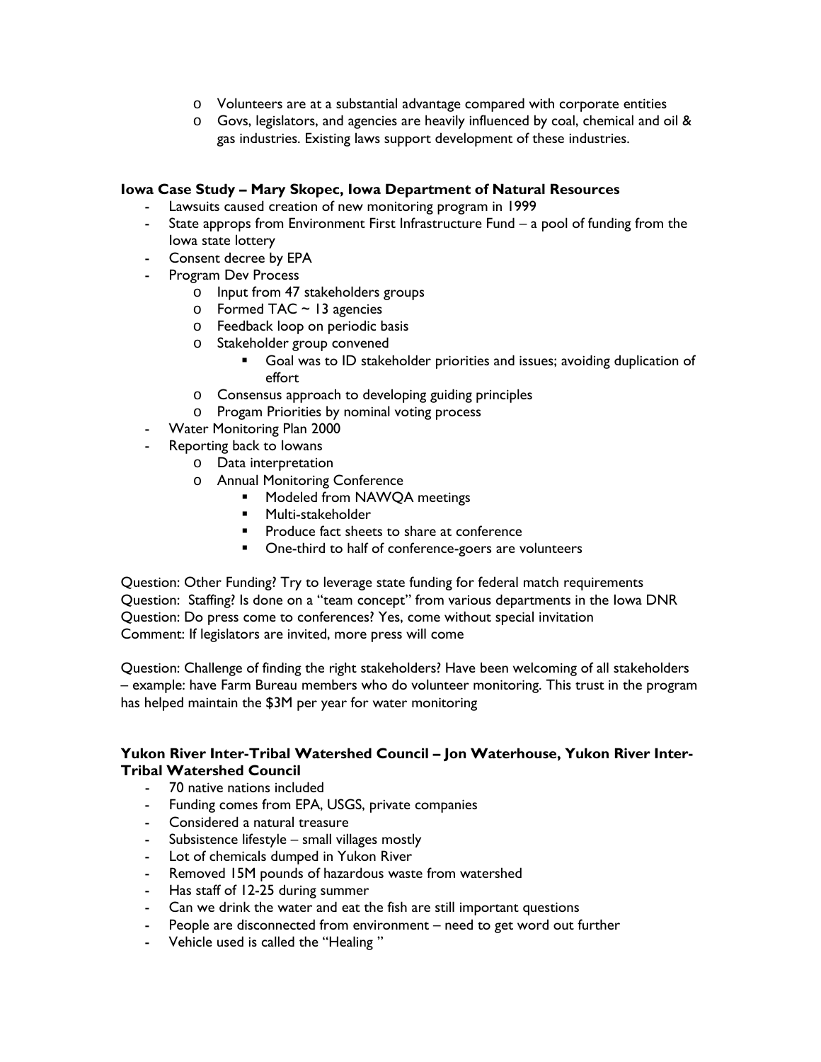- Volunteers are at a substantial advantage compared with corporate entities
  - Govs, legislators, and agencies are heavily influenced by coal, chemical and oil & gas industries. Existing laws support development of these industries.

**Iowa Case Study – Mary Skopec, Iowa Department of Natural Resources**

- Lawsuits caused creation of new monitoring program in 1999
- State approps from Environment First Infrastructure Fund – a pool of funding from the Iowa state lottery
- Consent decree by EPA
- Program Dev Process
  - Input from 47 stakeholders groups
  - Formed TAC ~ 13 agencies
  - Feedback loop on periodic basis
  - Stakeholder group convened
    - Goal was to ID stakeholder priorities and issues; avoiding duplication of effort
  - Consensus approach to developing guiding principles
  - Progam Priorities by nominal voting process
- Water Monitoring Plan 2000
- Reporting back to Iowans
  - Data interpretation
  - Annual Monitoring Conference
    - Modeled from NAWQA meetings
    - Multi-stakeholder
    - Produce fact sheets to share at conference
    - One-third to half of conference-goers are volunteers

Question: Other Funding? Try to leverage state funding for federal match requirements
Question: Staffing? Is done on a "team concept" from various departments in the Iowa DNR
Question: Do press come to conferences? Yes, come without special invitation
Comment: If legislators are invited, more press will come

Question: Challenge of finding the right stakeholders? Have been welcoming of all stakeholders – example: have Farm Bureau members who do volunteer monitoring. This trust in the program has helped maintain the $3M per year for water monitoring

**Yukon River Inter-Tribal Watershed Council – Jon Waterhouse, Yukon River Inter-Tribal Watershed Council**

- 70 native nations included
- Funding comes from EPA, USGS, private companies
- Considered a natural treasure
- Subsistence lifestyle – small villages mostly
- Lot of chemicals dumped in Yukon River
- Removed 15M pounds of hazardous waste from watershed
- Has staff of 12-25 during summer
- Can we drink the water and eat the fish are still important questions
- People are disconnected from environment – need to get word out further
- Vehicle used is called the "Healing "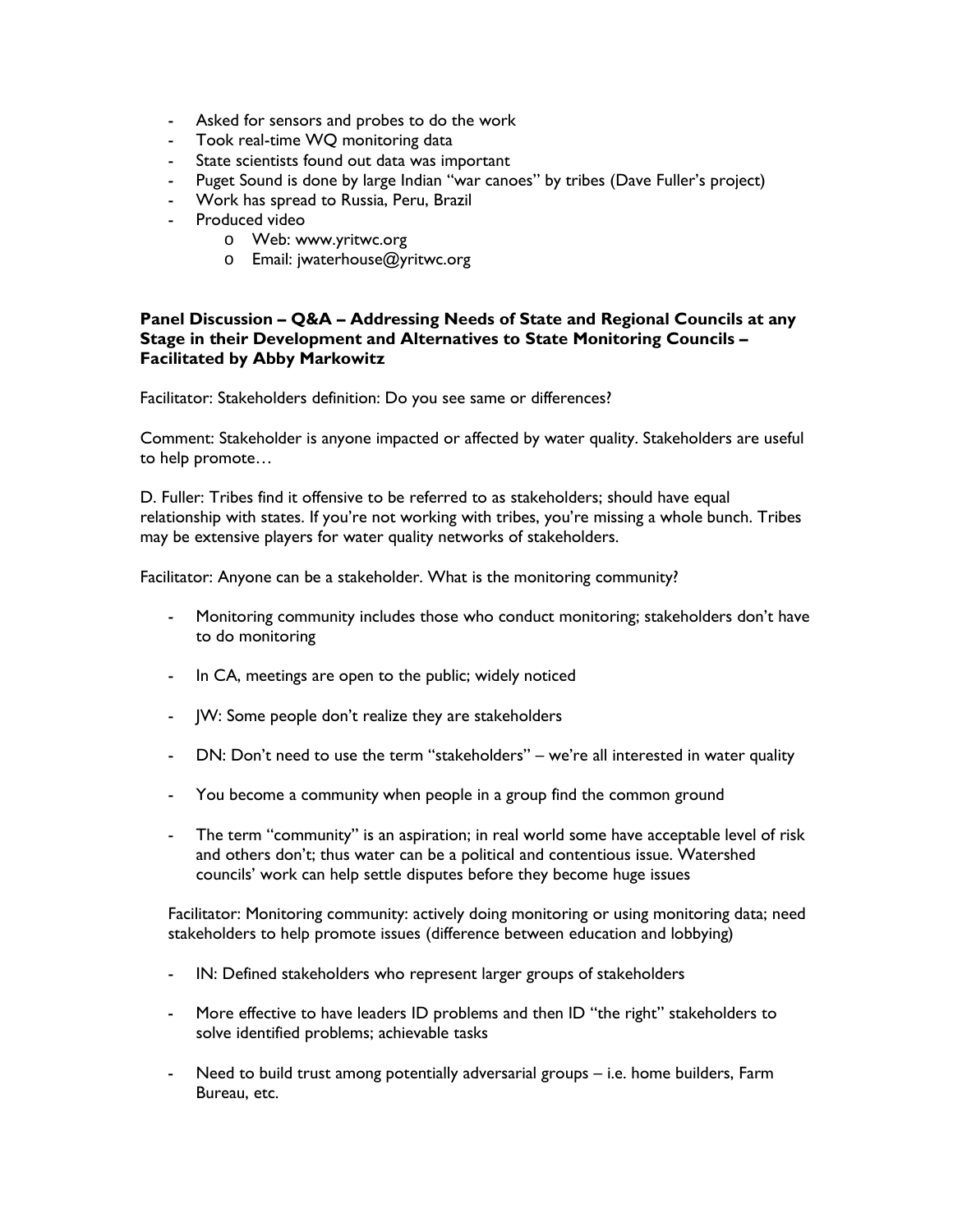- Asked for sensors and probes to do the work
- Took real-time WQ monitoring data
- State scientists found out data was important
- Puget Sound is done by large Indian "war canoes" by tribes (Dave Fuller's project)
- Work has spread to Russia, Peru, Brazil
- Produced video
    - Web: www.yritwc.org
    - Email: jwaterhouse@yritwc.org

**Panel Discussion – Q&A – Addressing Needs of State and Regional Councils at any Stage in their Development and Alternatives to State Monitoring Councils – Facilitated by Abby Markowitz**

Facilitator: Stakeholders definition: Do you see same or differences?

Comment: Stakeholder is anyone impacted or affected by water quality. Stakeholders are useful to help promote…

D. Fuller: Tribes find it offensive to be referred to as stakeholders; should have equal relationship with states. If you're not working with tribes, you're missing a whole bunch. Tribes may be extensive players for water quality networks of stakeholders.

Facilitator: Anyone can be a stakeholder. What is the monitoring community?

- Monitoring community includes those who conduct monitoring; stakeholders don't have to do monitoring
- In CA, meetings are open to the public; widely noticed
- JW: Some people don't realize they are stakeholders
- DN: Don't need to use the term "stakeholders" – we're all interested in water quality
- You become a community when people in a group find the common ground
- The term "community" is an aspiration; in real world some have acceptable level of risk and others don't; thus water can be a political and contentious issue. Watershed councils' work can help settle disputes before they become huge issues

Facilitator: Monitoring community: actively doing monitoring or using monitoring data; need stakeholders to help promote issues (difference between education and lobbying)

- IN: Defined stakeholders who represent larger groups of stakeholders
- More effective to have leaders ID problems and then ID "the right" stakeholders to solve identified problems; achievable tasks
- Need to build trust among potentially adversarial groups – i.e. home builders, Farm Bureau, etc.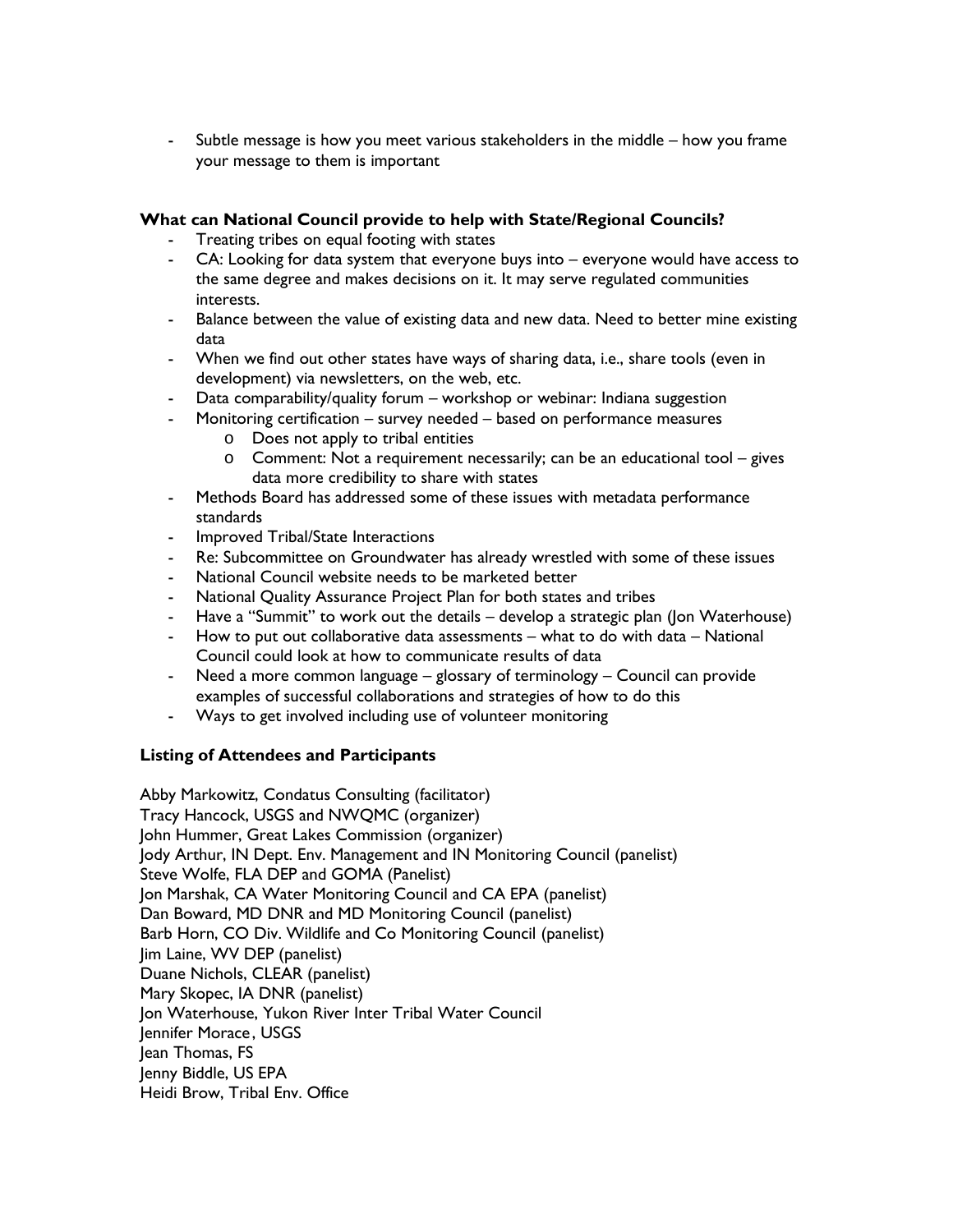- Subtle message is how you meet various stakeholders in the middle – how you frame your message to them is important

**What can National Council provide to help with State/Regional Councils?**

- Treating tribes on equal footing with states
- CA: Looking for data system that everyone buys into – everyone would have access to the same degree and makes decisions on it. It may serve regulated communities interests.
- Balance between the value of existing data and new data. Need to better mine existing data
- When we find out other states have ways of sharing data, i.e., share tools (even in development) via newsletters, on the web, etc.
- Data comparability/quality forum – workshop or webinar: Indiana suggestion
- Monitoring certification – survey needed – based on performance measures
    - Does not apply to tribal entities
    - Comment: Not a requirement necessarily; can be an educational tool – gives data more credibility to share with states
- Methods Board has addressed some of these issues with metadata performance standards
- Improved Tribal/State Interactions
- Re: Subcommittee on Groundwater has already wrestled with some of these issues
- National Council website needs to be marketed better
- National Quality Assurance Project Plan for both states and tribes
- Have a "Summit" to work out the details – develop a strategic plan (Jon Waterhouse)
- How to put out collaborative data assessments – what to do with data – National Council could look at how to communicate results of data
- Need a more common language – glossary of terminology – Council can provide examples of successful collaborations and strategies of how to do this
- Ways to get involved including use of volunteer monitoring

**Listing of Attendees and Participants**

Abby Markowitz, Condatus Consulting (facilitator)
Tracy Hancock, USGS and NWQMC (organizer)
John Hummer, Great Lakes Commission (organizer)
Jody Arthur, IN Dept. Env. Management and IN Monitoring Council (panelist)
Steve Wolfe, FLA DEP and GOMA (Panelist)
Jon Marshak, CA Water Monitoring Council and CA EPA (panelist)
Dan Boward, MD DNR and MD Monitoring Council (panelist)
Barb Horn, CO Div. Wildlife and Co Monitoring Council (panelist)
Jim Laine, WV DEP (panelist)
Duane Nichols, CLEAR (panelist)
Mary Skopec, IA DNR (panelist)
Jon Waterhouse, Yukon River Inter Tribal Water Council
Jennifer Morace, USGS
Jean Thomas, FS
Jenny Biddle, US EPA
Heidi Brow, Tribal Env. Office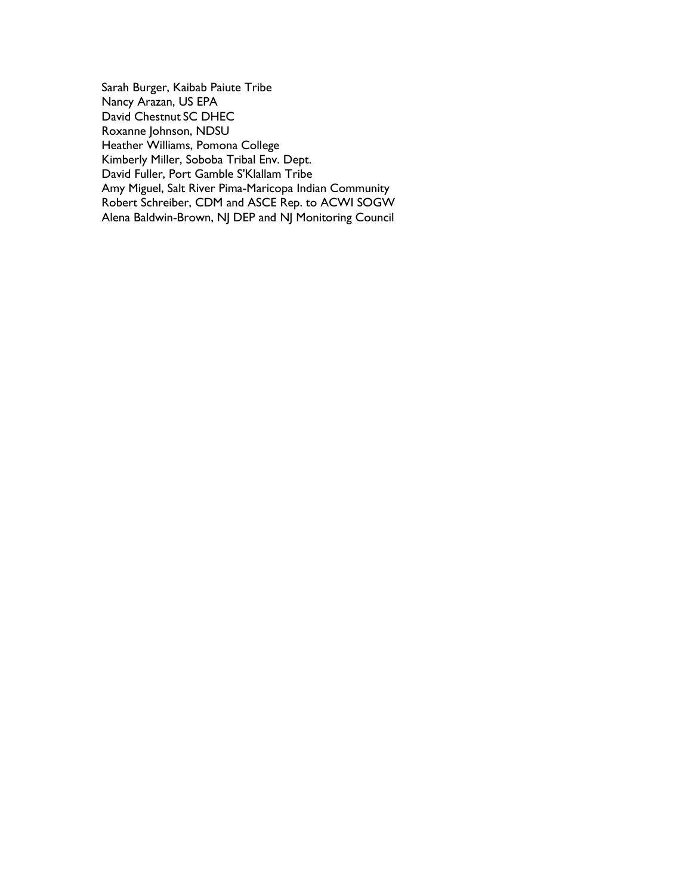Sarah Burger, Kaibab Paiute Tribe
Nancy Arazan, US EPA
David Chestnut SC DHEC
Roxanne Johnson, NDSU
Heather Williams, Pomona College
Kimberly Miller, Soboba Tribal Env. Dept.
David Fuller, Port Gamble S'Klallam Tribe
Amy Miguel, Salt River Pima-Maricopa Indian Community
Robert Schreiber, CDM and ASCE Rep. to ACWI SOGW
Alena Baldwin-Brown, NJ DEP and NJ Monitoring Council